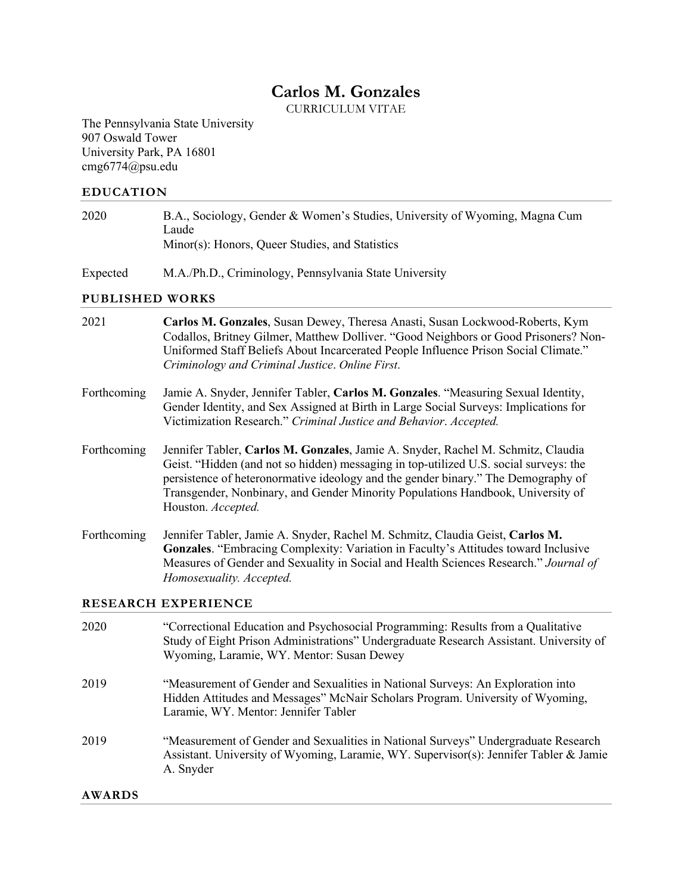# Carlos M. Gonzales

CURRICULUM VITAE

The Pennsylvania State University
907 Oswald Tower
University Park, PA 16801
cmg6774@psu.edu

## EDUCATION

2020 — B.A., Sociology, Gender & Women's Studies, University of Wyoming, Magna Cum Laude
Minor(s): Honors, Queer Studies, and Statistics

Expected — M.A./Ph.D., Criminology, Pennsylvania State University

## PUBLISHED WORKS

2021 — **Carlos M. Gonzales**, Susan Dewey, Theresa Anasti, Susan Lockwood-Roberts, Kym Codallos, Britney Gilmer, Matthew Dolliver. "Good Neighbors or Good Prisoners? Non-Uniformed Staff Beliefs About Incarcerated People Influence Prison Social Climate." *Criminology and Criminal Justice*. *Online First*.

Forthcoming — Jamie A. Snyder, Jennifer Tabler, **Carlos M. Gonzales**. "Measuring Sexual Identity, Gender Identity, and Sex Assigned at Birth in Large Social Surveys: Implications for Victimization Research." *Criminal Justice and Behavior*. *Accepted.*

Forthcoming — Jennifer Tabler, **Carlos M. Gonzales**, Jamie A. Snyder, Rachel M. Schmitz, Claudia Geist. "Hidden (and not so hidden) messaging in top-utilized U.S. social surveys: the persistence of heteronormative ideology and the gender binary." The Demography of Transgender, Nonbinary, and Gender Minority Populations Handbook, University of Houston. *Accepted.*

Forthcoming — Jennifer Tabler, Jamie A. Snyder, Rachel M. Schmitz, Claudia Geist, **Carlos M. Gonzales**. "Embracing Complexity: Variation in Faculty's Attitudes toward Inclusive Measures of Gender and Sexuality in Social and Health Sciences Research." *Journal of Homosexuality. Accepted.*

## RESEARCH EXPERIENCE

2020 — "Correctional Education and Psychosocial Programming: Results from a Qualitative Study of Eight Prison Administrations" Undergraduate Research Assistant. University of Wyoming, Laramie, WY. Mentor: Susan Dewey

2019 — "Measurement of Gender and Sexualities in National Surveys: An Exploration into Hidden Attitudes and Messages" McNair Scholars Program. University of Wyoming, Laramie, WY. Mentor: Jennifer Tabler

2019 — "Measurement of Gender and Sexualities in National Surveys" Undergraduate Research Assistant. University of Wyoming, Laramie, WY. Supervisor(s): Jennifer Tabler & Jamie A. Snyder

## AWARDS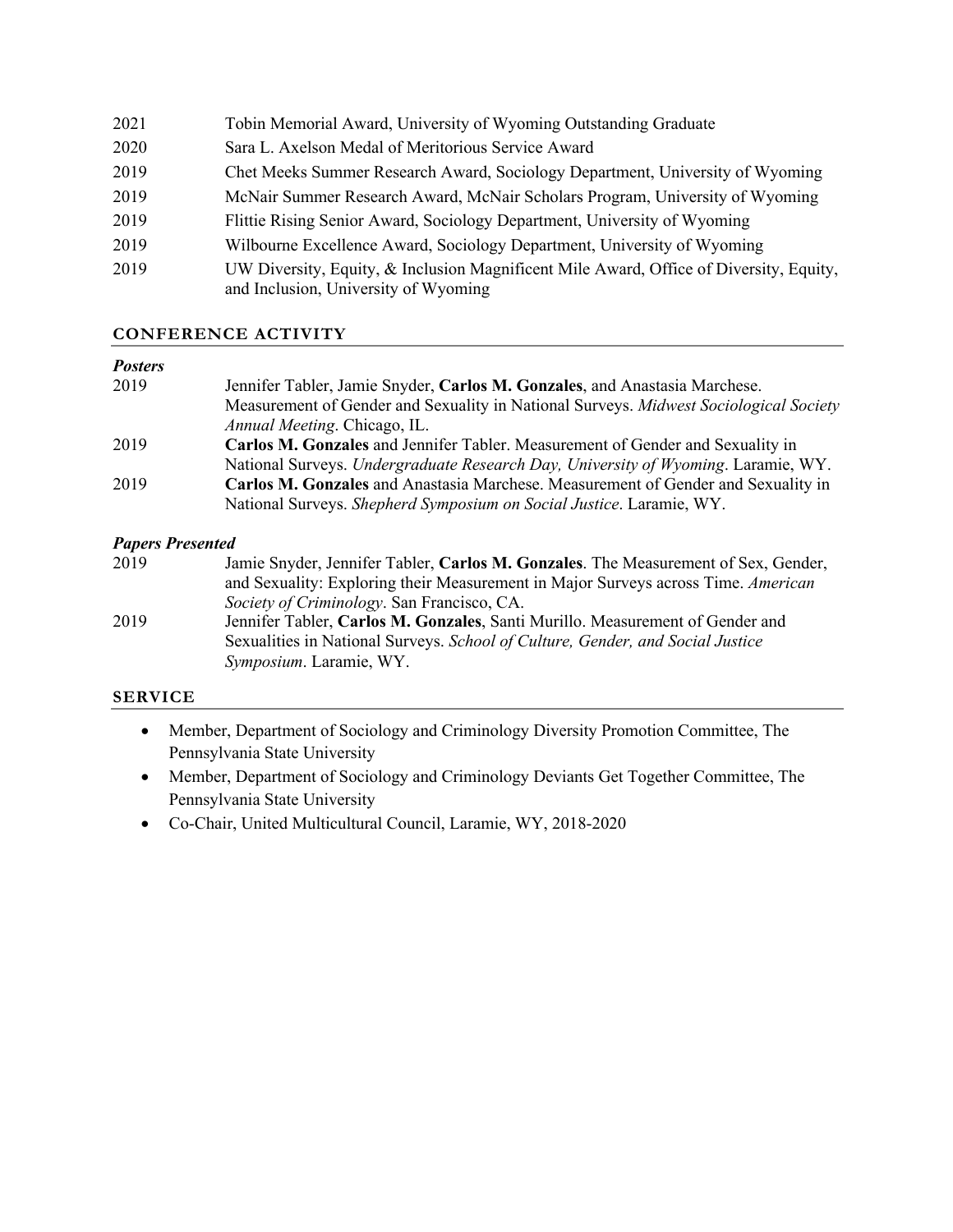2021 Tobin Memorial Award, University of Wyoming Outstanding Graduate

2020 Sara L. Axelson Medal of Meritorious Service Award

2019 Chet Meeks Summer Research Award, Sociology Department, University of Wyoming

2019 McNair Summer Research Award, McNair Scholars Program, University of Wyoming

2019 Flittie Rising Senior Award, Sociology Department, University of Wyoming

2019 Wilbourne Excellence Award, Sociology Department, University of Wyoming

2019 UW Diversity, Equity, & Inclusion Magnificent Mile Award, Office of Diversity, Equity, and Inclusion, University of Wyoming

## CONFERENCE ACTIVITY

### *Posters*

2019 Jennifer Tabler, Jamie Snyder, **Carlos M. Gonzales**, and Anastasia Marchese. Measurement of Gender and Sexuality in National Surveys. *Midwest Sociological Society Annual Meeting*. Chicago, IL.

2019 **Carlos M. Gonzales** and Jennifer Tabler. Measurement of Gender and Sexuality in National Surveys. *Undergraduate Research Day, University of Wyoming*. Laramie, WY.

2019 **Carlos M. Gonzales** and Anastasia Marchese. Measurement of Gender and Sexuality in National Surveys. *Shepherd Symposium on Social Justice*. Laramie, WY.

### *Papers Presented*

2019 Jamie Snyder, Jennifer Tabler, **Carlos M. Gonzales**. The Measurement of Sex, Gender, and Sexuality: Exploring their Measurement in Major Surveys across Time. *American Society of Criminology*. San Francisco, CA.

2019 Jennifer Tabler, **Carlos M. Gonzales**, Santi Murillo. Measurement of Gender and Sexualities in National Surveys. *School of Culture, Gender, and Social Justice Symposium*. Laramie, WY.

## SERVICE

- Member, Department of Sociology and Criminology Diversity Promotion Committee, The Pennsylvania State University
- Member, Department of Sociology and Criminology Deviants Get Together Committee, The Pennsylvania State University
- Co-Chair, United Multicultural Council, Laramie, WY, 2018-2020